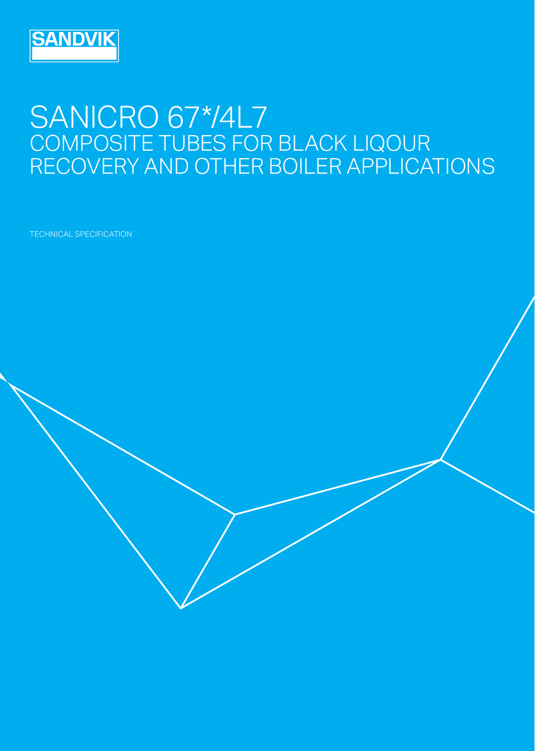SANDVIK

# SANICRO 67*/4L7

## COMPOSITE TUBES FOR BLACK LIQOUR RECOVERY AND OTHER BOILER APPLICATIONS

TECHNICAL SPECIFICATION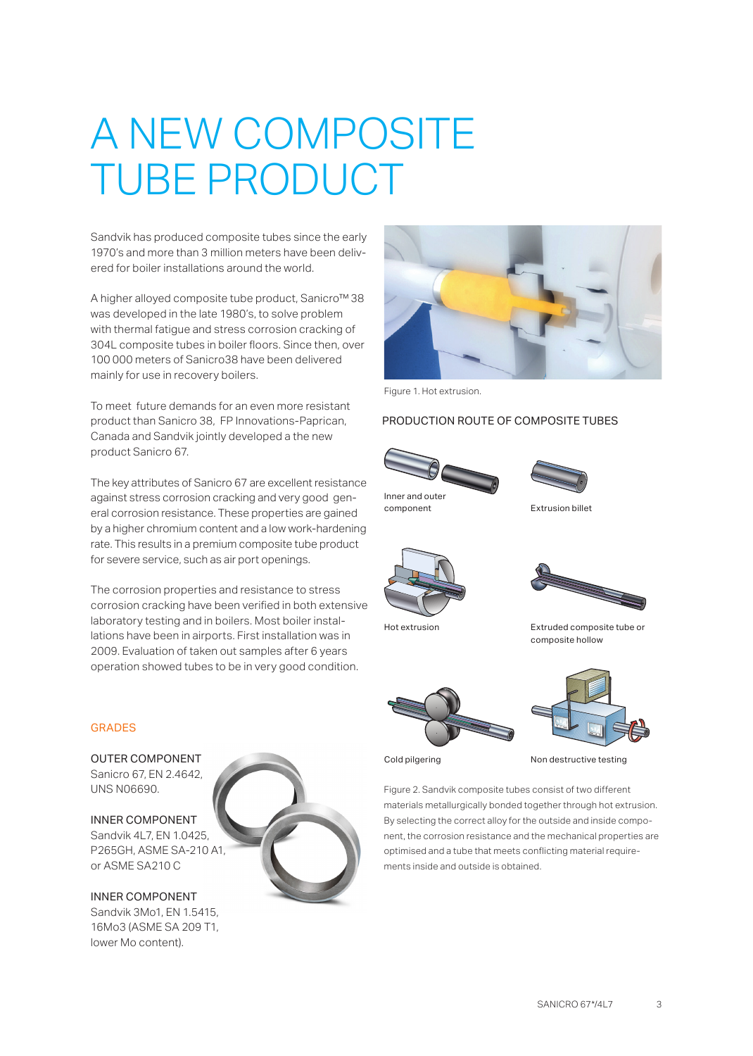# A NEW COMPOSITE TUBE PRODUCT

Sandvik has produced composite tubes since the early 1970's and more than 3 million meters have been delivered for boiler installations around the world.

A higher alloyed composite tube product, Sanicro™ 38 was developed in the late 1980's, to solve problem with thermal fatigue and stress corrosion cracking of 304L composite tubes in boiler floors. Since then, over 100 000 meters of Sanicro38 have been delivered mainly for use in recovery boilers.

To meet future demands for an even more resistant product than Sanicro 38, FP Innovations-Paprican, Canada and Sandvik jointly developed a the new product Sanicro 67.

The key attributes of Sanicro 67 are excellent resistance against stress corrosion cracking and very good general corrosion resistance. These properties are gained by a higher chromium content and a low work-hardening rate. This results in a premium composite tube product for severe service, such as air port openings.

The corrosion properties and resistance to stress corrosion cracking have been verified in both extensive laboratory testing and in boilers. Most boiler installations have been in airports. First installation was in 2009. Evaluation of taken out samples after 6 years operation showed tubes to be in very good condition.

## GRADES

OUTER COMPONENT
Sanicro 67, EN 2.4642, UNS N06690.

INNER COMPONENT
Sandvik 4L7, EN 1.0425, P265GH, ASME SA-210 A1, or ASME SA210 C

INNER COMPONENT
Sandvik 3Mo1, EN 1.5415, 16Mo3 (ASME SA 209 T1, lower Mo content).

Figure 1. Hot extrusion.

## PRODUCTION ROUTE OF COMPOSITE TUBES

Inner and outer component

Extrusion billet

Hot extrusion

Extruded composite tube or composite hollow

Cold pilgering

Non destructive testing

Figure 2. Sandvik composite tubes consist of two different materials metallurgically bonded together through hot extrusion. By selecting the correct alloy for the outside and inside component, the corrosion resistance and the mechanical properties are optimised and a tube that meets conflicting material requirements inside and outside is obtained.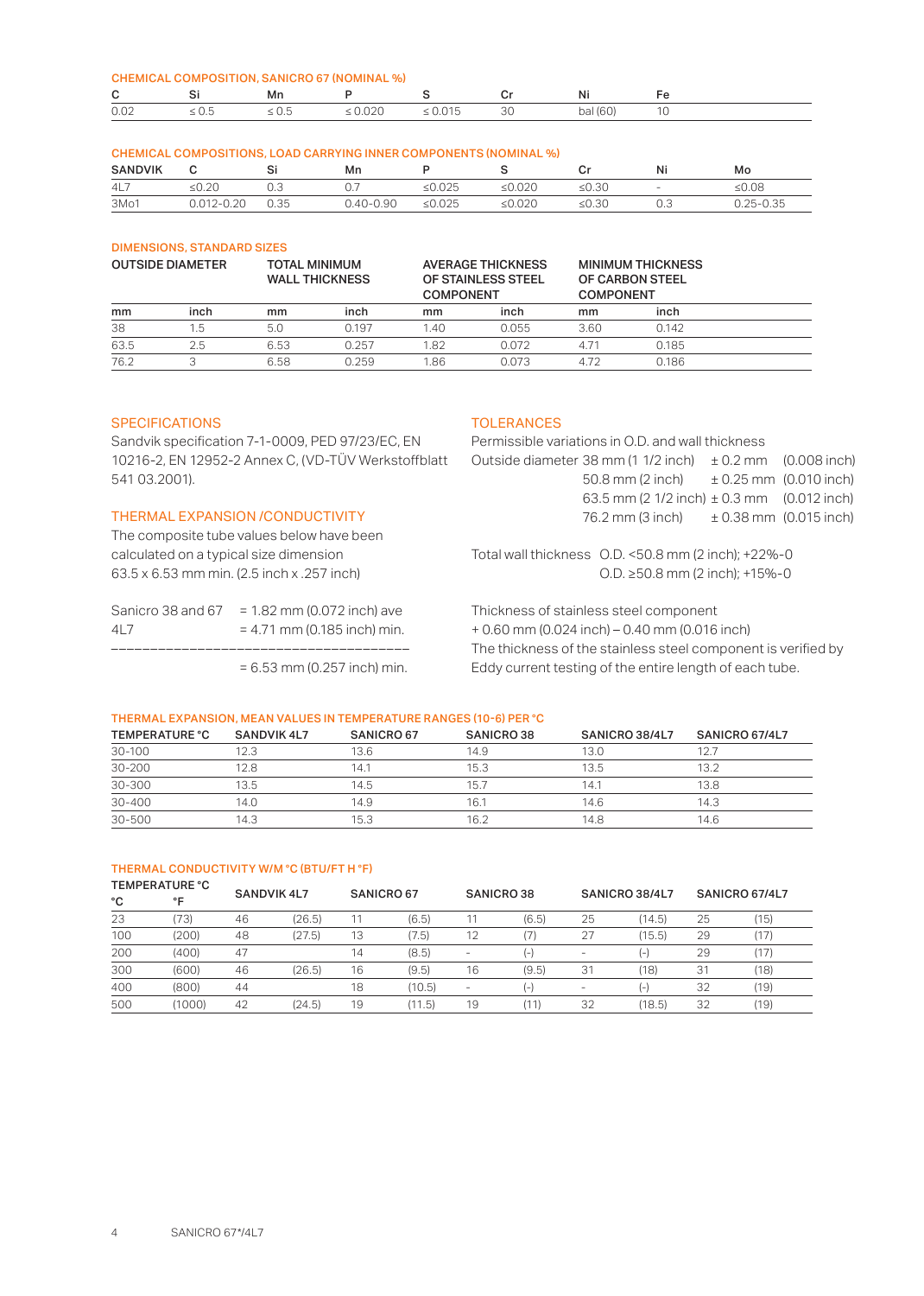### CHEMICAL COMPOSITION, SANICRO 67 (NOMINAL %)

| C | Si | Mn | P | S | Cr | Ni | Fe |
|---|---|---|---|---|---|---|---|
| 0.02 | ≤ 0.5 | ≤ 0.5 | ≤ 0.020 | ≤ 0.015 | 30 | bal (60) | 10 |

### CHEMICAL COMPOSITIONS, LOAD CARRYING INNER COMPONENTS (NOMINAL %)

| SANDVIK | C | Si | Mn | P | S | Cr | Ni | Mo |
|---|---|---|---|---|---|---|---|---|
| 4L7 | ≤0.20 | 0.3 | 0.7 | ≤0.025 | ≤0.020 | ≤0.30 | - | ≤0.08 |
| 3Mo1 | 0.012-0.20 | 0.35 | 0.40-0.90 | ≤0.025 | ≤0.020 | ≤0.30 | 0.3 | 0.25-0.35 |

### DIMENSIONS, STANDARD SIZES

| OUTSIDE DIAMETER | | TOTAL MINIMUM WALL THICKNESS | | AVERAGE THICKNESS OF STAINLESS STEEL COMPONENT | | MINIMUM THICKNESS OF CARBON STEEL COMPONENT | |
|---|---|---|---|---|---|---|---|
| mm | inch | mm | inch | mm | inch | mm | inch |
| 38 | 1.5 | 5.0 | 0.197 | 1.40 | 0.055 | 3.60 | 0.142 |
| 63.5 | 2.5 | 6.53 | 0.257 | 1.82 | 0.072 | 4.71 | 0.185 |
| 76.2 | 3 | 6.58 | 0.259 | 1.86 | 0.073 | 4.72 | 0.186 |

### SPECIFICATIONS

Sandvik specification 7-1-0009, PED 97/23/EC, EN 10216-2, EN 12952-2 Annex C, (VD-TÜV Werkstoffblatt 541 03.2001).

### THERMAL EXPANSION /CONDUCTIVITY

The composite tube values below have been calculated on a typical size dimension 63.5 x 6.53 mm min. (2.5 inch x .257 inch)

Sanicro 38 and 67 = 1.82 mm (0.072 inch) ave
4L7 = 4.71 mm (0.185 inch) min.

= 6.53 mm (0.257 inch) min.

### TOLERANCES

Permissible variations in O.D. and wall thickness

| Outside diameter | | |
|---|---|---|
| 38 mm (1 1/2 inch) | ± 0.2 mm | (0.008 inch) |
| 50.8 mm (2 inch) | ± 0.25 mm | (0.010 inch) |
| 63.5 mm (2 1/2 inch) | ± 0.3 mm | (0.012 inch) |
| 76.2 mm (3 inch) | ± 0.38 mm | (0.015 inch) |

Total wall thickness O.D. <50.8 mm (2 inch); +22%-0
O.D. ≥50.8 mm (2 inch); +15%-0

Thickness of stainless steel component
+ 0.60 mm (0.024 inch) – 0.40 mm (0.016 inch)
The thickness of the stainless steel component is verified by Eddy current testing of the entire length of each tube.

### THERMAL EXPANSION, MEAN VALUES IN TEMPERATURE RANGES (10-6) PER °C

| TEMPERATURE °C | SANDVIK 4L7 | SANICRO 67 | SANICRO 38 | SANICRO 38/4L7 | SANICRO 67/4L7 |
|---|---|---|---|---|---|
| 30-100 | 12.3 | 13.6 | 14.9 | 13.0 | 12.7 |
| 30-200 | 12.8 | 14.1 | 15.3 | 13.5 | 13.2 |
| 30-300 | 13.5 | 14.5 | 15.7 | 14.1 | 13.8 |
| 30-400 | 14.0 | 14.9 | 16.1 | 14.6 | 14.3 |
| 30-500 | 14.3 | 15.3 | 16.2 | 14.8 | 14.6 |

### THERMAL CONDUCTIVITY W/M °C (BTU/FT H °F)

| TEMPERATURE °C | °F | SANDVIK 4L7 | | SANICRO 67 | | SANICRO 38 | | SANICRO 38/4L7 | | SANICRO 67/4L7 | |
|---|---|---|---|---|---|---|---|---|---|---|---|
| 23 | (73) | 46 | (26.5) | 11 | (6.5) | 11 | (6.5) | 25 | (14.5) | 25 | (15) |
| 100 | (200) | 48 | (27.5) | 13 | (7.5) | 12 | (7) | 27 | (15.5) | 29 | (17) |
| 200 | (400) | 47 | | 14 | (8.5) | - | (-) | - | (-) | 29 | (17) |
| 300 | (600) | 46 | (26.5) | 16 | (9.5) | 16 | (9.5) | 31 | (18) | 31 | (18) |
| 400 | (800) | 44 | | 18 | (10.5) | - | (-) | - | (-) | 32 | (19) |
| 500 | (1000) | 42 | (24.5) | 19 | (11.5) | 19 | (11) | 32 | (18.5) | 32 | (19) |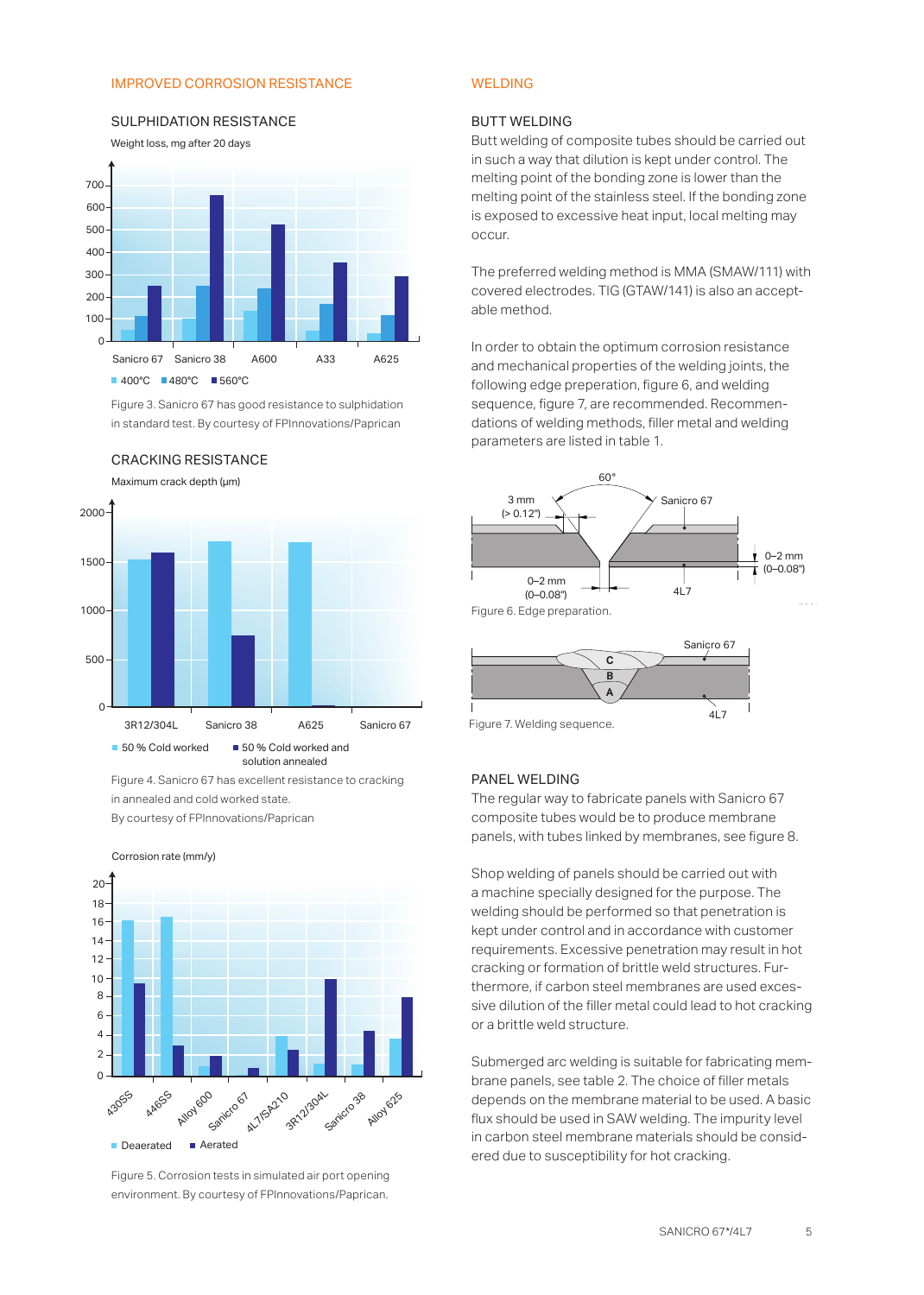## IMPROVED CORROSION RESISTANCE

### SULPHIDATION RESISTANCE

Figure 3. Sanicro 67 has good resistance to sulphidation in standard test. By courtesy of FPInnovations/Paprican

### CRACKING RESISTANCE

Figure 4. Sanicro 67 has excellent resistance to cracking in annealed and cold worked state. By courtesy of FPInnovations/Paprican

Figure 5. Corrosion tests in simulated air port opening environment. By courtesy of FPInnovations/Paprican.

## WELDING

### BUTT WELDING

Butt welding of composite tubes should be carried out in such a way that dilution is kept under control. The melting point of the bonding zone is lower than the melting point of the stainless steel. If the bonding zone is exposed to excessive heat input, local melting may occur.

The preferred welding method is MMA (SMAW/111) with covered electrodes. TIG (GTAW/141) is also an acceptable method.

In order to obtain the optimum corrosion resistance and mechanical properties of the welding joints, the following edge preperation, figure 6, and welding sequence, figure 7, are recommended. Recommendations of welding methods, filler metal and welding parameters are listed in table 1.

Figure 6. Edge preparation.

Figure 7. Welding sequence.

### PANEL WELDING

The regular way to fabricate panels with Sanicro 67 composite tubes would be to produce membrane panels, with tubes linked by membranes, see figure 8.

Shop welding of panels should be carried out with a machine specially designed for the purpose. The welding should be performed so that penetration is kept under control and in accordance with customer requirements. Excessive penetration may result in hot cracking or formation of brittle weld structures. Furthermore, if carbon steel membranes are used excessive dilution of the filler metal could lead to hot cracking or a brittle weld structure.

Submerged arc welding is suitable for fabricating membrane panels, see table 2. The choice of filler metals depends on the membrane material to be used. A basic flux should be used in SAW welding. The impurity level in carbon steel membrane materials should be considered due to susceptibility for hot cracking.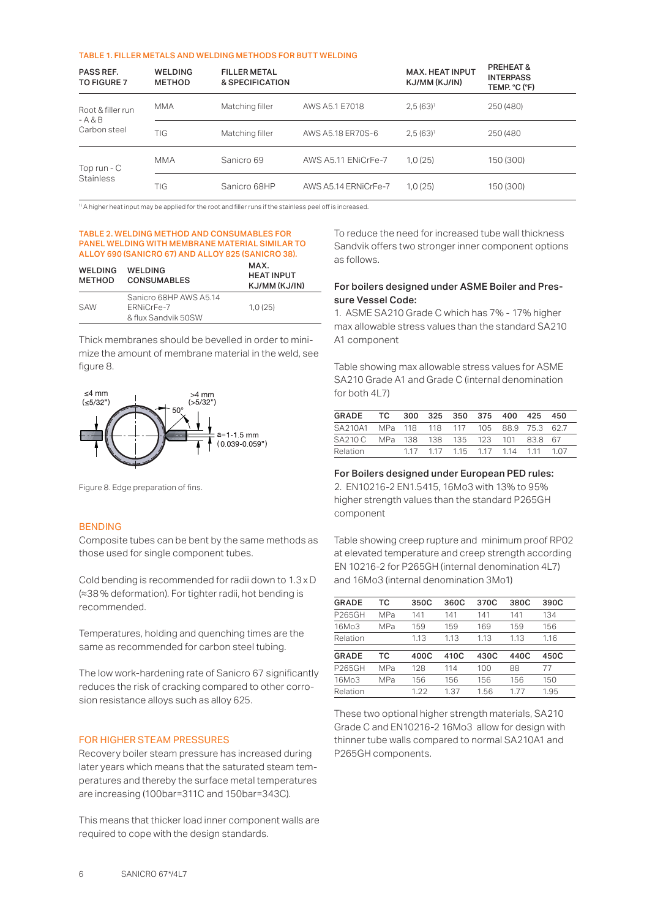TABLE 1. FILLER METALS AND WELDING METHODS FOR BUTT WELDING

| PASS REF. TO FIGURE 7 | WELDING METHOD | FILLER METAL & SPECIFICATION | | MAX. HEAT INPUT KJ/MM (KJ/IN) | PREHEAT & INTERPASS TEMP. °C (°F) |
|---|---|---|---|---|---|
| Root & filler run - A & B Carbon steel | MMA | Matching filler | AWS A5.1 E7018 | 2,5 (63)[1] | 250 (480) |
| | TIG | Matching filler | AWS A5.18 ER70S-6 | 2,5 (63)[1] | 250 (480 |
| Top run - C Stainless | MMA | Sanicro 69 | AWS A5.11 ENiCrFe-7 | 1,0 (25) | 150 (300) |
| | TIG | Sanicro 68HP | AWS A5.14 ERNiCrFe-7 | 1,0 (25) | 150 (300) |

[1] A higher heat input may be applied for the root and filler runs if the stainless peel off is increased.

TABLE 2. WELDING METHOD AND CONSUMABLES FOR PANEL WELDING WITH MEMBRANE MATERIAL SIMILAR TO ALLOY 690 (SANICRO 67) AND ALLOY 825 (SANICRO 38).

| WELDING METHOD | WELDING CONSUMABLES | MAX. HEAT INPUT KJ/MM (KJ/IN) |
|---|---|---|
| SAW | Sanicro 68HP AWS A5.14 ERNiCrFe-7 & flux Sandvik 50SW | 1,0 (25) |

Thick membranes should be bevelled in order to minimize the amount of membrane material in the weld, see figure 8.

Figure 8. Edge preparation of fins.

## BENDING

Composite tubes can be bent by the same methods as those used for single component tubes.

Cold bending is recommended for radii down to 1.3 x D (≈38 % deformation). For tighter radii, hot bending is recommended.

Temperatures, holding and quenching times are the same as recommended for carbon steel tubing.

The low work-hardening rate of Sanicro 67 significantly reduces the risk of cracking compared to other corrosion resistance alloys such as alloy 625.

## FOR HIGHER STEAM PRESSURES

Recovery boiler steam pressure has increased during later years which means that the saturated steam temperatures and thereby the surface metal temperatures are increasing (100bar=311C and 150bar=343C).

This means that thicker load inner component walls are required to cope with the design standards.

To reduce the need for increased tube wall thickness Sandvik offers two stronger inner component options as follows.

### For boilers designed under ASME Boiler and Pressure Vessel Code:

1. ASME SA210 Grade C which has 7% - 17% higher max allowable stress values than the standard SA210 A1 component

Table showing max allowable stress values for ASME SA210 Grade A1 and Grade C (internal denomination for both 4L7)

| GRADE | TC | 300 | 325 | 350 | 375 | 400 | 425 | 450 |
|---|---|---|---|---|---|---|---|---|
| SA210A1 | MPa | 118 | 118 | 117 | 105 | 88.9 | 75.3 | 62.7 |
| SA210 C | MPa | 138 | 138 | 135 | 123 | 101 | 83.8 | 67 |
| Relation | | 1.17 | 1.17 | 1.15 | 1.17 | 1.14 | 1.11 | 1.07 |

### For Boilers designed under European PED rules:

2. EN10216-2 EN1.5415, 16Mo3 with 13% to 95% higher strength values than the standard P265GH component

Table showing creep rupture and minimum proof RP02 at elevated temperature and creep strength according EN 10216-2 for P265GH (internal denomination 4L7) and 16Mo3 (internal denomination 3Mo1)

| GRADE | TC | 350C | 360C | 370C | 380C | 390C |
|---|---|---|---|---|---|---|
| P265GH | MPa | 141 | 141 | 141 | 141 | 134 |
| 16Mo3 | MPa | 159 | 159 | 169 | 159 | 156 |
| Relation | | 1.13 | 1.13 | 1.13 | 1.13 | 1.16 |
| **GRADE** | **TC** | **400C** | **410C** | **430C** | **440C** | **450C** |
| P265GH | MPa | 128 | 114 | 100 | 88 | 77 |
| 16Mo3 | MPa | 156 | 156 | 156 | 156 | 150 |
| Relation | | 1.22 | 1.37 | 1.56 | 1.77 | 1.95 |

These two optional higher strength materials, SA210 Grade C and EN10216-2 16Mo3 allow for design with thinner tube walls compared to normal SA210A1 and P265GH components.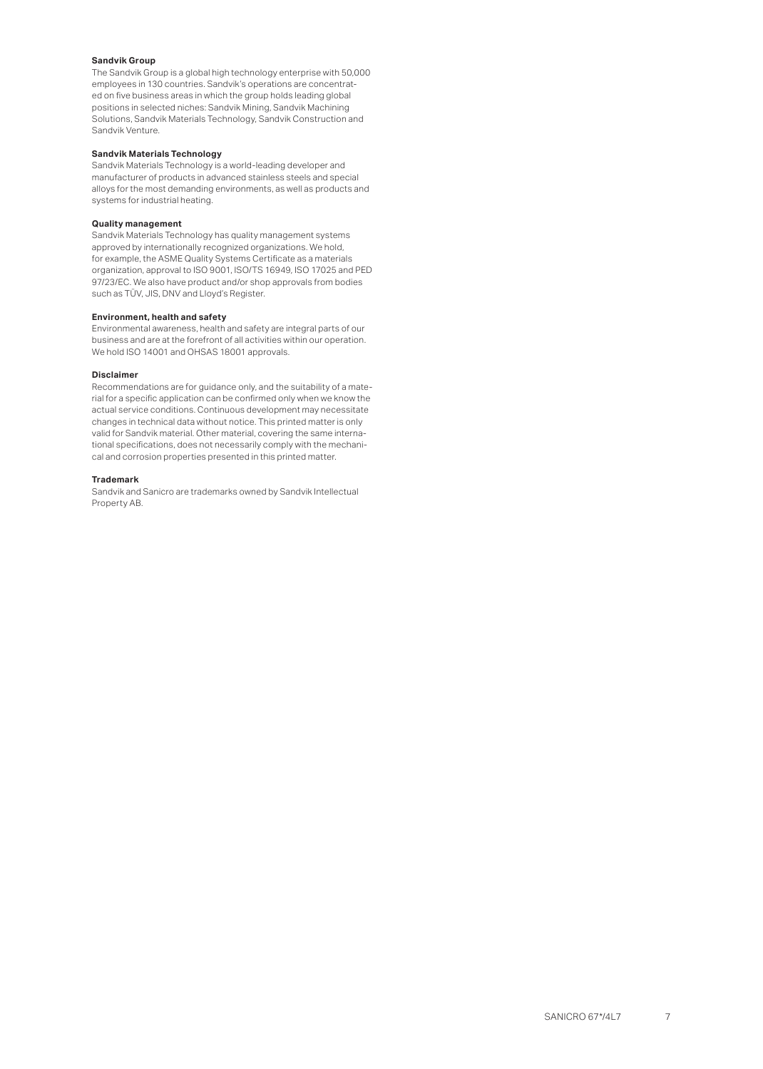### Sandvik Group

The Sandvik Group is a global high technology enterprise with 50,000 employees in 130 countries. Sandvik's operations are concentrated on five business areas in which the group holds leading global positions in selected niches: Sandvik Mining, Sandvik Machining Solutions, Sandvik Materials Technology, Sandvik Construction and Sandvik Venture.

### Sandvik Materials Technology

Sandvik Materials Technology is a world-leading developer and manufacturer of products in advanced stainless steels and special alloys for the most demanding environments, as well as products and systems for industrial heating.

### Quality management

Sandvik Materials Technology has quality management systems approved by internationally recognized organizations. We hold, for example, the ASME Quality Systems Certificate as a materials organization, approval to ISO 9001, ISO/TS 16949, ISO 17025 and PED 97/23/EC. We also have product and/or shop approvals from bodies such as TÜV, JIS, DNV and Lloyd's Register.

### Environment, health and safety

Environmental awareness, health and safety are integral parts of our business and are at the forefront of all activities within our operation. We hold ISO 14001 and OHSAS 18001 approvals.

### Disclaimer

Recommendations are for guidance only, and the suitability of a material for a specific application can be confirmed only when we know the actual service conditions. Continuous development may necessitate changes in technical data without notice. This printed matter is only valid for Sandvik material. Other material, covering the same international specifications, does not necessarily comply with the mechanical and corrosion properties presented in this printed matter.

### Trademark

Sandvik and Sanicro are trademarks owned by Sandvik Intellectual Property AB.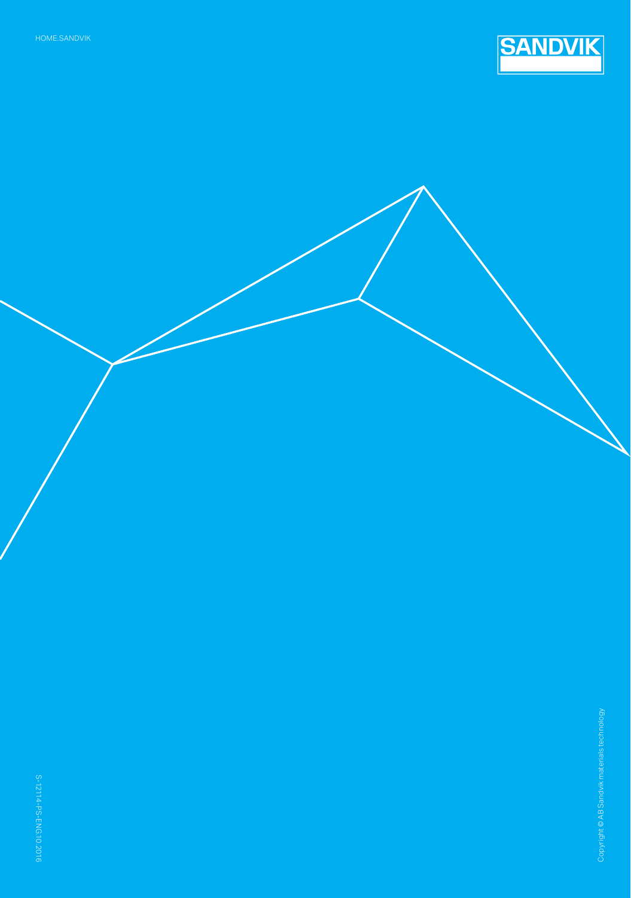HOME.SANDVIK

SANDVIK

S-12114-PS-ENG.10.2016

Copyright © AB Sandvik materials technology